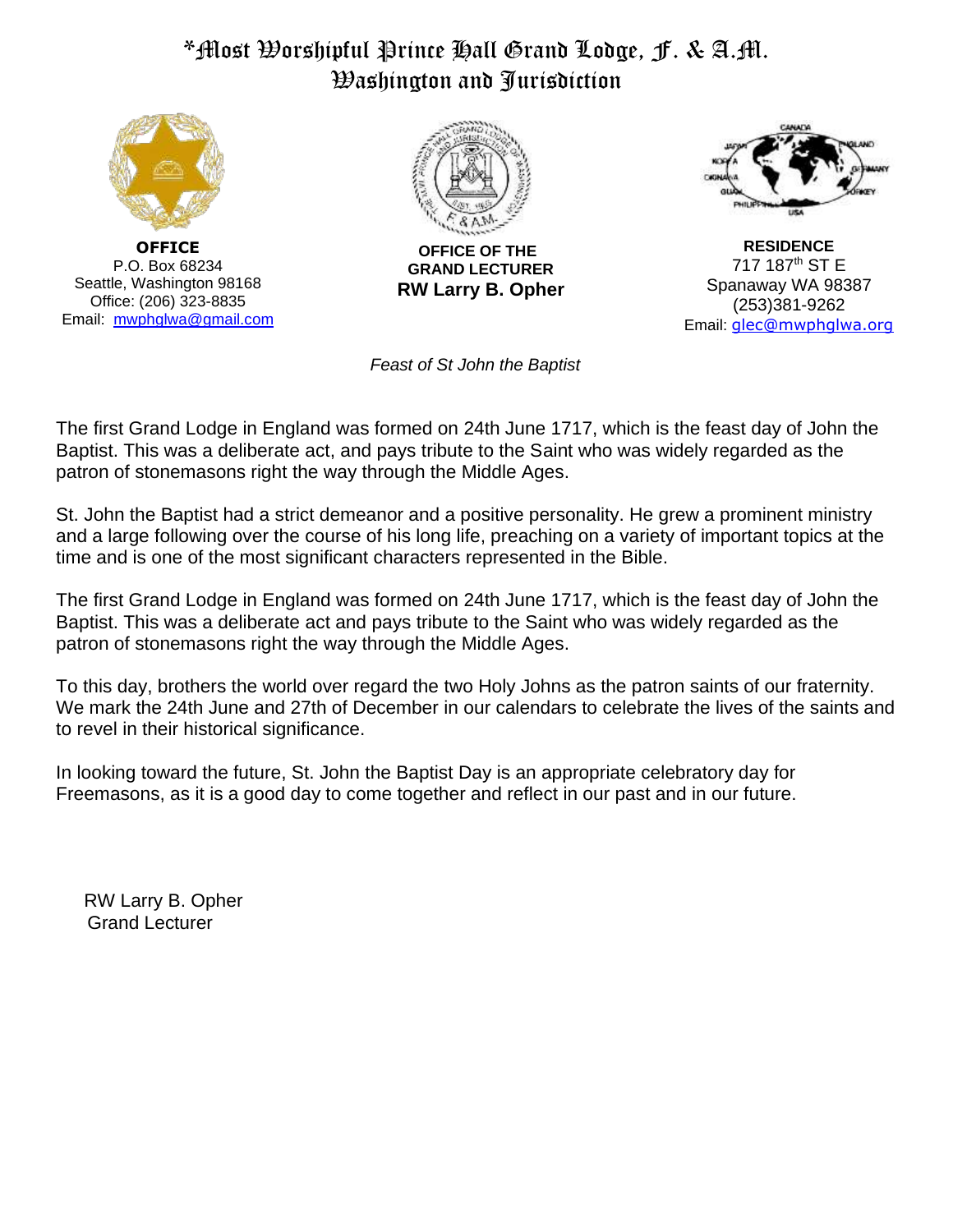# *Most Worshipful Prince Hall Grand Lodge, F. & A.M.
## Washington and Jurisdiction

**OFFICE**
P.O. Box 68234
Seattle, Washington 98168
Office: (206) 323-8835
Email: mwphglwa@gmail.com

**OFFICE OF THE GRAND LECTURER**
**RW Larry B. Opher**

**RESIDENCE**
717 187th ST E
Spanaway WA 98387
(253)381-9262
Email: glec@mwphglwa.org

*Feast of St John the Baptist*

The first Grand Lodge in England was formed on 24th June 1717, which is the feast day of John the Baptist. This was a deliberate act, and pays tribute to the Saint who was widely regarded as the patron of stonemasons right the way through the Middle Ages.

St. John the Baptist had a strict demeanor and a positive personality. He grew a prominent ministry and a large following over the course of his long life, preaching on a variety of important topics at the time and is one of the most significant characters represented in the Bible.

The first Grand Lodge in England was formed on 24th June 1717, which is the feast day of John the Baptist. This was a deliberate act and pays tribute to the Saint who was widely regarded as the patron of stonemasons right the way through the Middle Ages.

To this day, brothers the world over regard the two Holy Johns as the patron saints of our fraternity. We mark the 24th June and 27th of December in our calendars to celebrate the lives of the saints and to revel in their historical significance.

In looking toward the future, St. John the Baptist Day is an appropriate celebratory day for Freemasons, as it is a good day to come together and reflect in our past and in our future.

RW Larry B. Opher
Grand Lecturer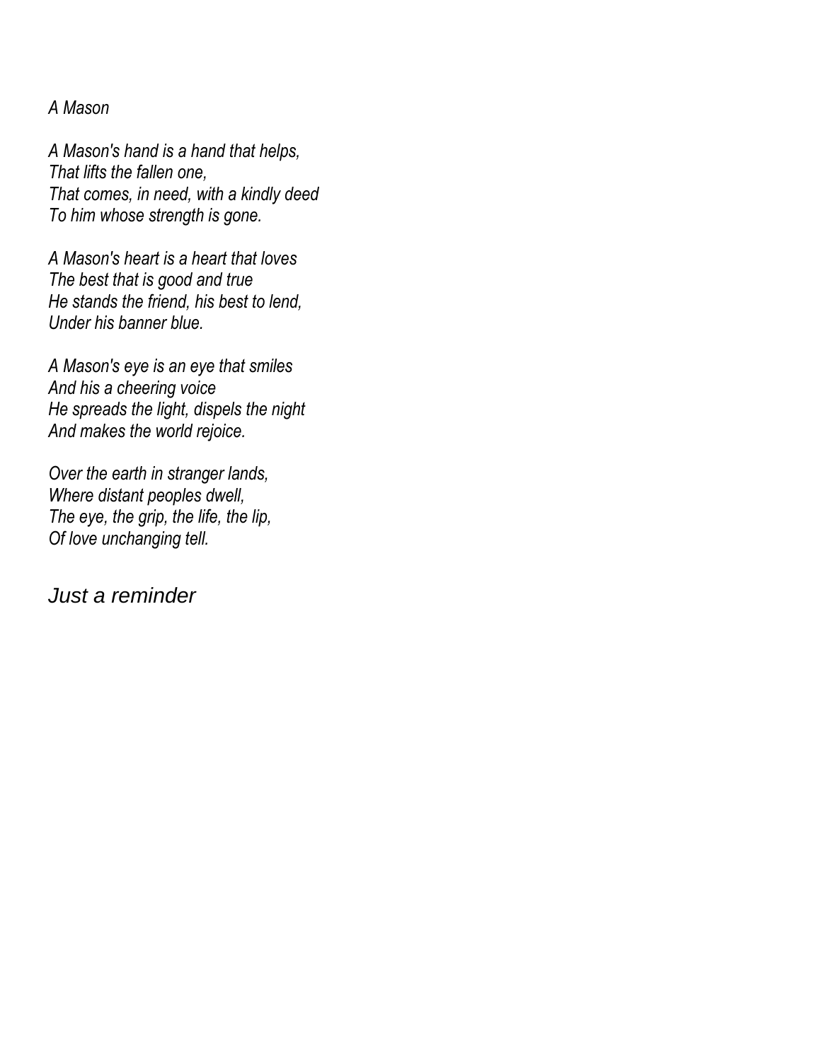*A Mason*

*A Mason's hand is a hand that helps,*
*That lifts the fallen one,*
*That comes, in need, with a kindly deed*
*To him whose strength is gone.*

*A Mason's heart is a heart that loves*
*The best that is good and true*
*He stands the friend, his best to lend,*
*Under his banner blue.*

*A Mason's eye is an eye that smiles*
*And his a cheering voice*
*He spreads the light, dispels the night*
*And makes the world rejoice.*

*Over the earth in stranger lands,*
*Where distant peoples dwell,*
*The eye, the grip, the life, the lip,*
*Of love unchanging tell.*

*Just a reminder*